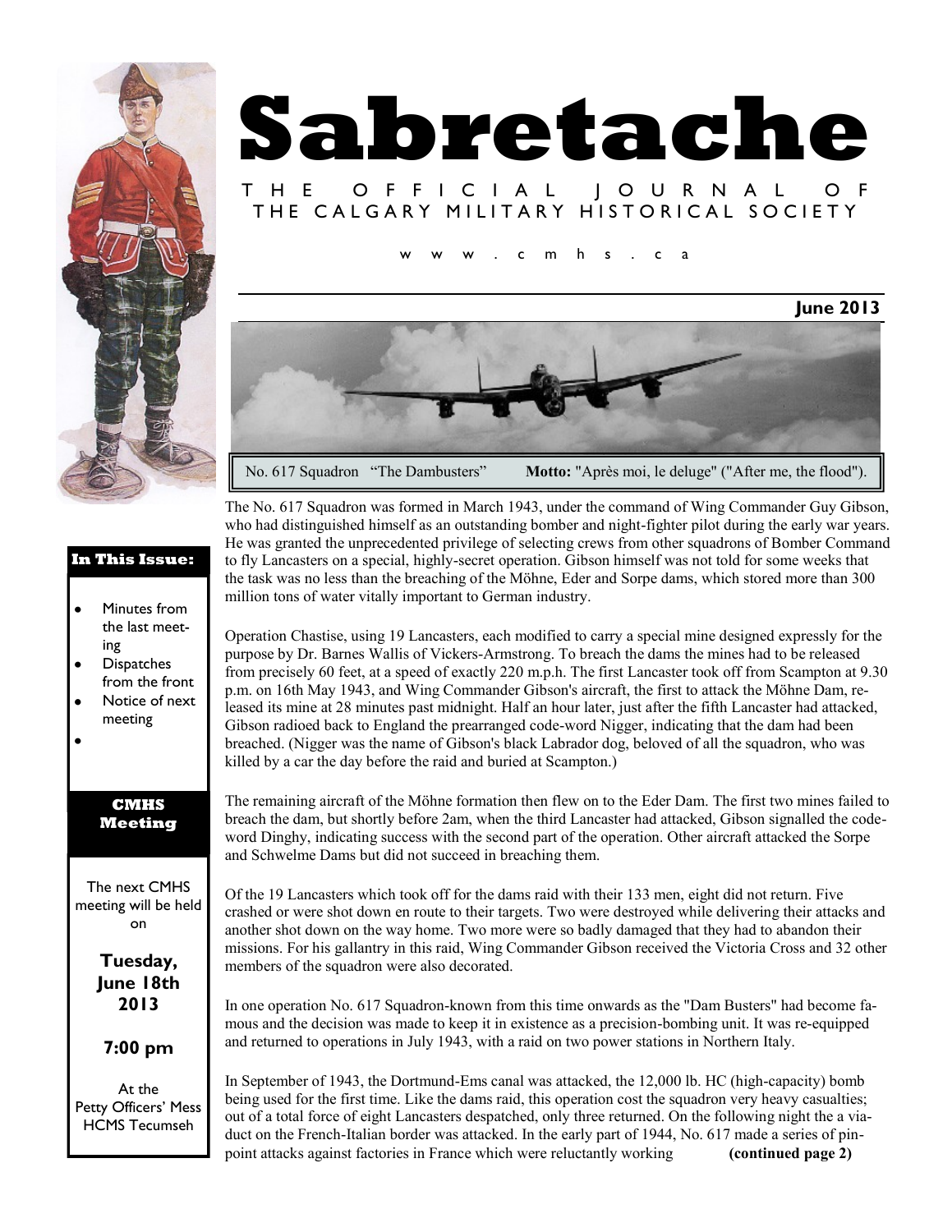# Sabretache

THE OFFICIAL JOURNAL OF THE CALGARY MILITARY HISTORICAL SOCIETY

www.cmhs.ca

**June 2013**

No. 617 Squadron "The Dambusters" **Motto:** "Après moi, le deluge" ("After me, the flood").

**In This Issue:**

- Minutes from the last meeting
- Dispatches from the front
- Notice of next meeting

**CMHS Meeting**

The next CMHS meeting will be held on

**Tuesday, June 18th 2013**

**7:00 pm**

At the Petty Officers' Mess HCMS Tecumseh

The No. 617 Squadron was formed in March 1943, under the command of Wing Commander Guy Gibson, who had distinguished himself as an outstanding bomber and night-fighter pilot during the early war years. He was granted the unprecedented privilege of selecting crews from other squadrons of Bomber Command to fly Lancasters on a special, highly-secret operation. Gibson himself was not told for some weeks that the task was no less than the breaching of the Möhne, Eder and Sorpe dams, which stored more than 300 million tons of water vitally important to German industry.

Operation Chastise, using 19 Lancasters, each modified to carry a special mine designed expressly for the purpose by Dr. Barnes Wallis of Vickers-Armstrong. To breach the dams the mines had to be released from precisely 60 feet, at a speed of exactly 220 m.p.h. The first Lancaster took off from Scampton at 9.30 p.m. on 16th May 1943, and Wing Commander Gibson's aircraft, the first to attack the Möhne Dam, released its mine at 28 minutes past midnight. Half an hour later, just after the fifth Lancaster had attacked, Gibson radioed back to England the prearranged code-word Nigger, indicating that the dam had been breached. (Nigger was the name of Gibson's black Labrador dog, beloved of all the squadron, who was killed by a car the day before the raid and buried at Scampton.)

The remaining aircraft of the Möhne formation then flew on to the Eder Dam. The first two mines failed to breach the dam, but shortly before 2am, when the third Lancaster had attacked, Gibson signalled the code-word Dinghy, indicating success with the second part of the operation. Other aircraft attacked the Sorpe and Schwelme Dams but did not succeed in breaching them.

Of the 19 Lancasters which took off for the dams raid with their 133 men, eight did not return. Five crashed or were shot down en route to their targets. Two were destroyed while delivering their attacks and another shot down on the way home. Two more were so badly damaged that they had to abandon their missions. For his gallantry in this raid, Wing Commander Gibson received the Victoria Cross and 32 other members of the squadron were also decorated.

In one operation No. 617 Squadron-known from this time onwards as the "Dam Busters" had become famous and the decision was made to keep it in existence as a precision-bombing unit. It was re-equipped and returned to operations in July 1943, with a raid on two power stations in Northern Italy.

In September of 1943, the Dortmund-Ems canal was attacked, the 12,000 lb. HC (high-capacity) bomb being used for the first time. Like the dams raid, this operation cost the squadron very heavy casualties; out of a total force of eight Lancasters despatched, only three returned. On the following night the a viaduct on the French-Italian border was attacked. In the early part of 1944, No. 617 made a series of pin-point attacks against factories in France which were reluctantly working **(continued page 2)**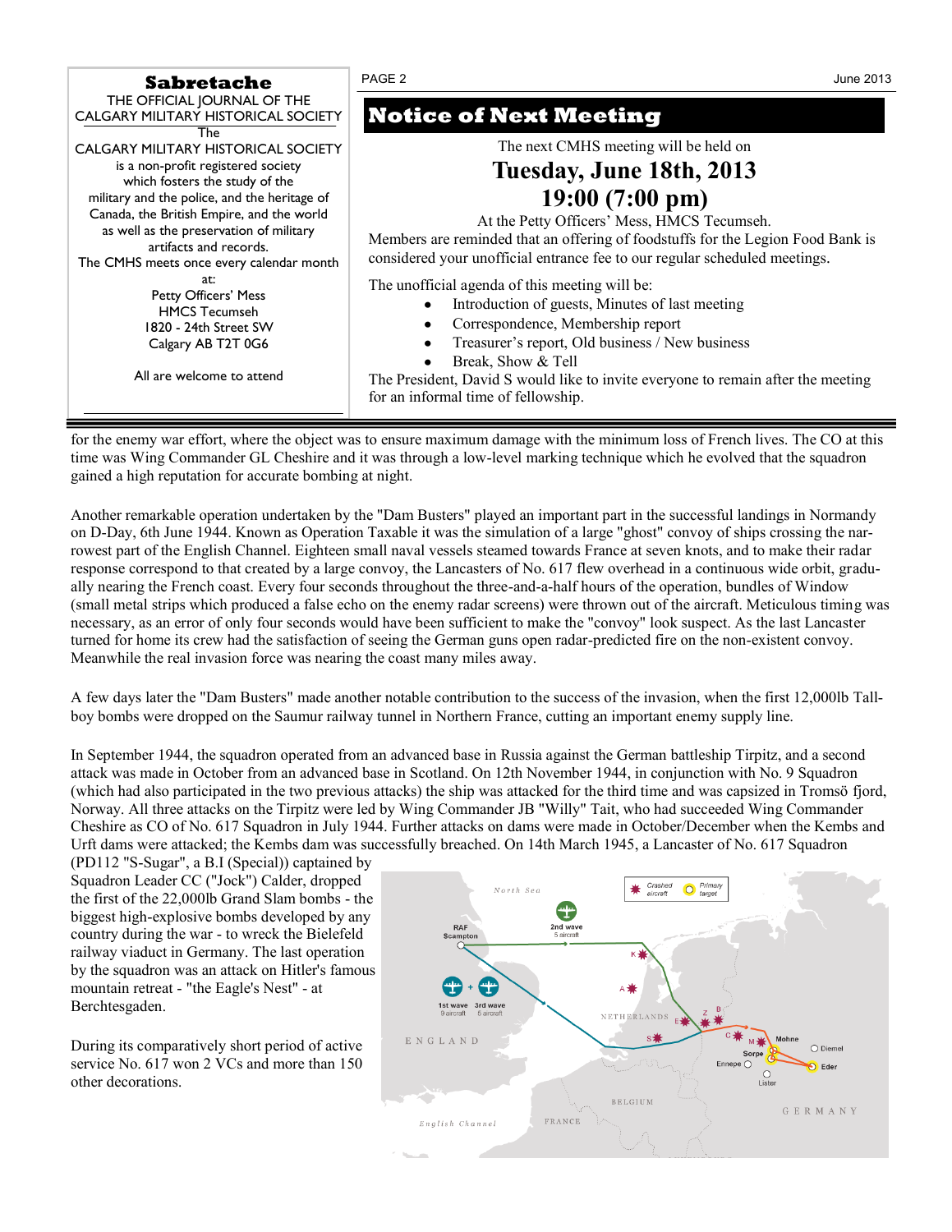**Sabretache**

THE OFFICIAL JOURNAL OF THE CALGARY MILITARY HISTORICAL SOCIETY

The CALGARY MILITARY HISTORICAL SOCIETY is a non-profit registered society which fosters the study of the military and the police, and the heritage of Canada, the British Empire, and the world as well as the preservation of military artifacts and records.

The CMHS meets once every calendar month at:

Petty Officers' Mess
HMCS Tecumseh
1820 - 24th Street SW
Calgary AB T2T 0G6

All are welcome to attend

# Notice of Next Meeting

The next CMHS meeting will be held on

## Tuesday, June 18th, 2013
## 19:00 (7:00 pm)

At the Petty Officers' Mess, HMCS Tecumseh.

Members are reminded that an offering of foodstuffs for the Legion Food Bank is considered your unofficial entrance fee to our regular scheduled meetings.

The unofficial agenda of this meeting will be:

- Introduction of guests, Minutes of last meeting
- Correspondence, Membership report
- Treasurer's report, Old business / New business
- Break, Show & Tell

The President, David S would like to invite everyone to remain after the meeting for an informal time of fellowship.

---

for the enemy war effort, where the object was to ensure maximum damage with the minimum loss of French lives. The CO at this time was Wing Commander GL Cheshire and it was through a low-level marking technique which he evolved that the squadron gained a high reputation for accurate bombing at night.

Another remarkable operation undertaken by the "Dam Busters" played an important part in the successful landings in Normandy on D-Day, 6th June 1944. Known as Operation Taxable it was the simulation of a large "ghost" convoy of ships crossing the narrowest part of the English Channel. Eighteen small naval vessels steamed towards France at seven knots, and to make their radar response correspond to that created by a large convoy, the Lancasters of No. 617 flew overhead in a continuous wide orbit, gradually nearing the French coast. Every four seconds throughout the three-and-a-half hours of the operation, bundles of Window (small metal strips which produced a false echo on the enemy radar screens) were thrown out of the aircraft. Meticulous timing was necessary, as an error of only four seconds would have been sufficient to make the "convoy" look suspect. As the last Lancaster turned for home its crew had the satisfaction of seeing the German guns open radar-predicted fire on the non-existent convoy. Meanwhile the real invasion force was nearing the coast many miles away.

A few days later the "Dam Busters" made another notable contribution to the success of the invasion, when the first 12,000lb Tallboy bombs were dropped on the Saumur railway tunnel in Northern France, cutting an important enemy supply line.

In September 1944, the squadron operated from an advanced base in Russia against the German battleship Tirpitz, and a second attack was made in October from an advanced base in Scotland. On 12th November 1944, in conjunction with No. 9 Squadron (which had also participated in the two previous attacks) the ship was attacked for the third time and was capsized in Tromsö fjord, Norway. All three attacks on the Tirpitz were led by Wing Commander JB "Willy" Tait, who had succeeded Wing Commander Cheshire as CO of No. 617 Squadron in July 1944. Further attacks on dams were made in October/December when the Kembs and Urft dams were attacked; the Kembs dam was successfully breached. On 14th March 1945, a Lancaster of No. 617 Squadron (PD112 "S-Sugar", a B.I (Special)) captained by Squadron Leader CC ("Jock") Calder, dropped the first of the 22,000lb Grand Slam bombs - the biggest high-explosive bombs developed by any country during the war - to wreck the Bielefeld railway viaduct in Germany. The last operation by the squadron was an attack on Hitler's famous mountain retreat - "the Eagle's Nest" - at Berchtesgaden.

During its comparatively short period of active service No. 617 won 2 VCs and more than 150 other decorations.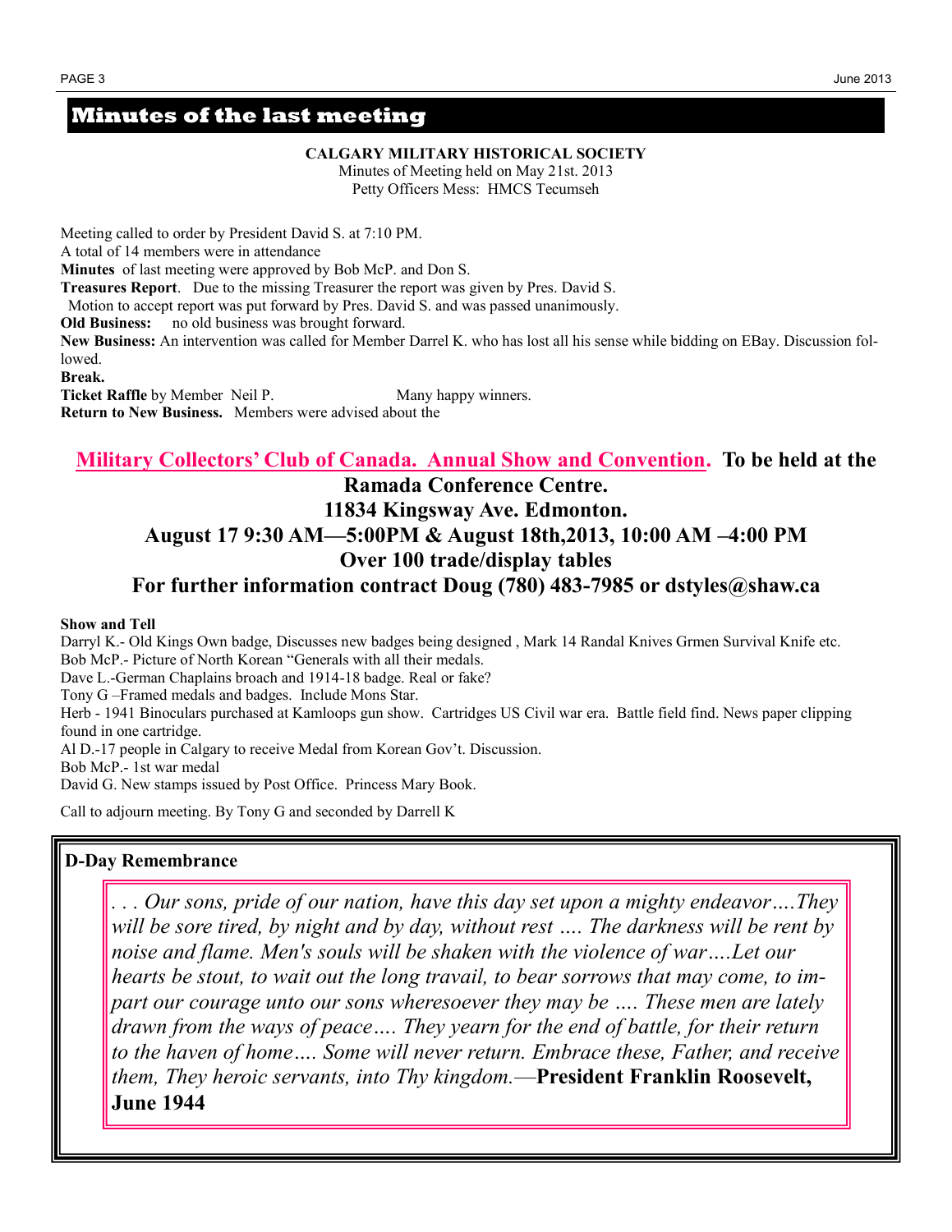## Minutes of the last meeting

**CALGARY MILITARY HISTORICAL SOCIETY**
Minutes of Meeting held on May 21st. 2013
Petty Officers Mess: HMCS Tecumseh

Meeting called to order by President David S. at 7:10 PM.
A total of 14 members were in attendance
**Minutes** of last meeting were approved by Bob McP. and Don S.
**Treasures Report**. Due to the missing Treasurer the report was given by Pres. David S.
Motion to accept report was put forward by Pres. David S. and was passed unanimously.
**Old Business:** no old business was brought forward.
**New Business:** An intervention was called for Member Darrel K. who has lost all his sense while bidding on EBay. Discussion followed.
**Break.**
**Ticket Raffle** by Member Neil P. Many happy winners.
**Return to New Business.** Members were advised about the

**Military Collectors' Club of Canada. Annual Show and Convention. To be held at the Ramada Conference Centre.**
**11834 Kingsway Ave. Edmonton.**
**August 17 9:30 AM—5:00PM & August 18th,2013, 10:00 AM –4:00 PM**
**Over 100 trade/display tables**
**For further information contract Doug (780) 483-7985 or dstyles@shaw.ca**

**Show and Tell**
Darryl K.- Old Kings Own badge, Discusses new badges being designed , Mark 14 Randal Knives Grmen Survival Knife etc.
Bob McP.- Picture of North Korean "Generals with all their medals.
Dave L.-German Chaplains broach and 1914-18 badge. Real or fake?
Tony G –Framed medals and badges. Include Mons Star.
Herb - 1941 Binoculars purchased at Kamloops gun show. Cartridges US Civil war era. Battle field find. News paper clipping found in one cartridge.
Al D.-17 people in Calgary to receive Medal from Korean Gov't. Discussion.
Bob McP.- 1st war medal
David G. New stamps issued by Post Office. Princess Mary Book.

Call to adjourn meeting. By Tony G and seconded by Darrell K

**D-Day Remembrance**

*. . . Our sons, pride of our nation, have this day set upon a mighty endeavor….They will be sore tired, by night and by day, without rest …. The darkness will be rent by noise and flame. Men's souls will be shaken with the violence of war….Let our hearts be stout, to wait out the long travail, to bear sorrows that may come, to impart our courage unto our sons wheresoever they may be …. These men are lately drawn from the ways of peace…. They yearn for the end of battle, for their return to the haven of home…. Some will never return. Embrace these, Father, and receive them, They heroic servants, into Thy kingdom.*—**President Franklin Roosevelt, June 1944**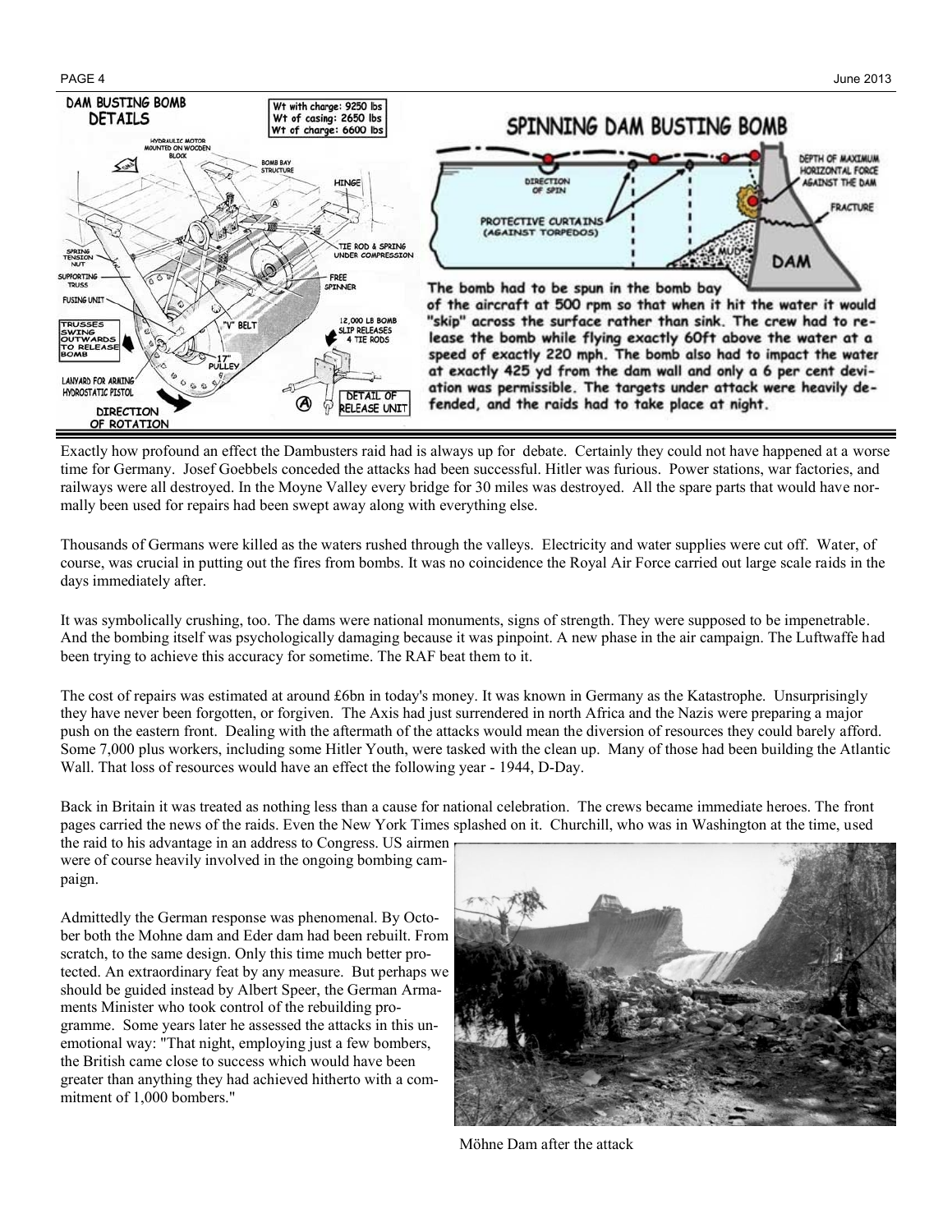DAM BUSTING BOMB DETAILS

Wt with charge: 9250 lbs
Wt of casing: 2650 lbs
Wt of charge: 6600 lbs

HYDRAULIC MOTOR MOUNTED ON WOODEN BLOCK

BOMB BAY STRUCTURE

HINGE

TIE ROD & SPRING UNDER COMPRESSION

SPRING TENSION NUT

SUPPORTING TRUSS

FREE SPINNER

FUSING UNIT

TRUSSES SWING OUTWARDS TO RELEASE BOMB

"V" BELT

17" PULLEY

12,000 LB BOMB SLIP RELEASES 4 TIE RODS

LANYARD FOR ARMING HYDROSTATIC PISTOL

DETAIL OF RELEASE UNIT

DIRECTION OF ROTATION

SPINNING DAM BUSTING BOMB

DIRECTION OF SPIN

PROTECTIVE CURTAINS (AGAINST TORPEDOS)

DEPTH OF MAXIMUM HORIZONTAL FORCE AGAINST THE DAM

FRACTURE

MUD

DAM

The bomb had to be spun in the bomb bay of the aircraft at 500 rpm so that when it hit the water it would "skip" across the surface rather than sink. The crew had to release the bomb while flying exactly 60ft above the water at a speed of exactly 220 mph. The bomb also had to impact the water at exactly 425 yd from the dam wall and only a 6 per cent deviation was permissible. The targets under attack were heavily defended, and the raids had to take place at night.

Exactly how profound an effect the Dambusters raid had is always up for debate. Certainly they could not have happened at a worse time for Germany. Josef Goebbels conceded the attacks had been successful. Hitler was furious. Power stations, war factories, and railways were all destroyed. In the Moyne Valley every bridge for 30 miles was destroyed. All the spare parts that would have normally been used for repairs had been swept away along with everything else.

Thousands of Germans were killed as the waters rushed through the valleys. Electricity and water supplies were cut off. Water, of course, was crucial in putting out the fires from bombs. It was no coincidence the Royal Air Force carried out large scale raids in the days immediately after.

It was symbolically crushing, too. The dams were national monuments, signs of strength. They were supposed to be impenetrable. And the bombing itself was psychologically damaging because it was pinpoint. A new phase in the air campaign. The Luftwaffe had been trying to achieve this accuracy for sometime. The RAF beat them to it.

The cost of repairs was estimated at around £6bn in today's money. It was known in Germany as the Katastrophe. Unsurprisingly they have never been forgotten, or forgiven. The Axis had just surrendered in north Africa and the Nazis were preparing a major push on the eastern front. Dealing with the aftermath of the attacks would mean the diversion of resources they could barely afford. Some 7,000 plus workers, including some Hitler Youth, were tasked with the clean up. Many of those had been building the Atlantic Wall. That loss of resources would have an effect the following year - 1944, D-Day.

Back in Britain it was treated as nothing less than a cause for national celebration. The crews became immediate heroes. The front pages carried the news of the raids. Even the New York Times splashed on it. Churchill, who was in Washington at the time, used the raid to his advantage in an address to Congress. US airmen were of course heavily involved in the ongoing bombing campaign.

Admittedly the German response was phenomenal. By October both the Mohne dam and Eder dam had been rebuilt. From scratch, to the same design. Only this time much better protected. An extraordinary feat by any measure. But perhaps we should be guided instead by Albert Speer, the German Armaments Minister who took control of the rebuilding programme. Some years later he assessed the attacks in this unemotional way: "That night, employing just a few bombers, the British came close to success which would have been greater than anything they had achieved hitherto with a commitment of 1,000 bombers."

Möhne Dam after the attack